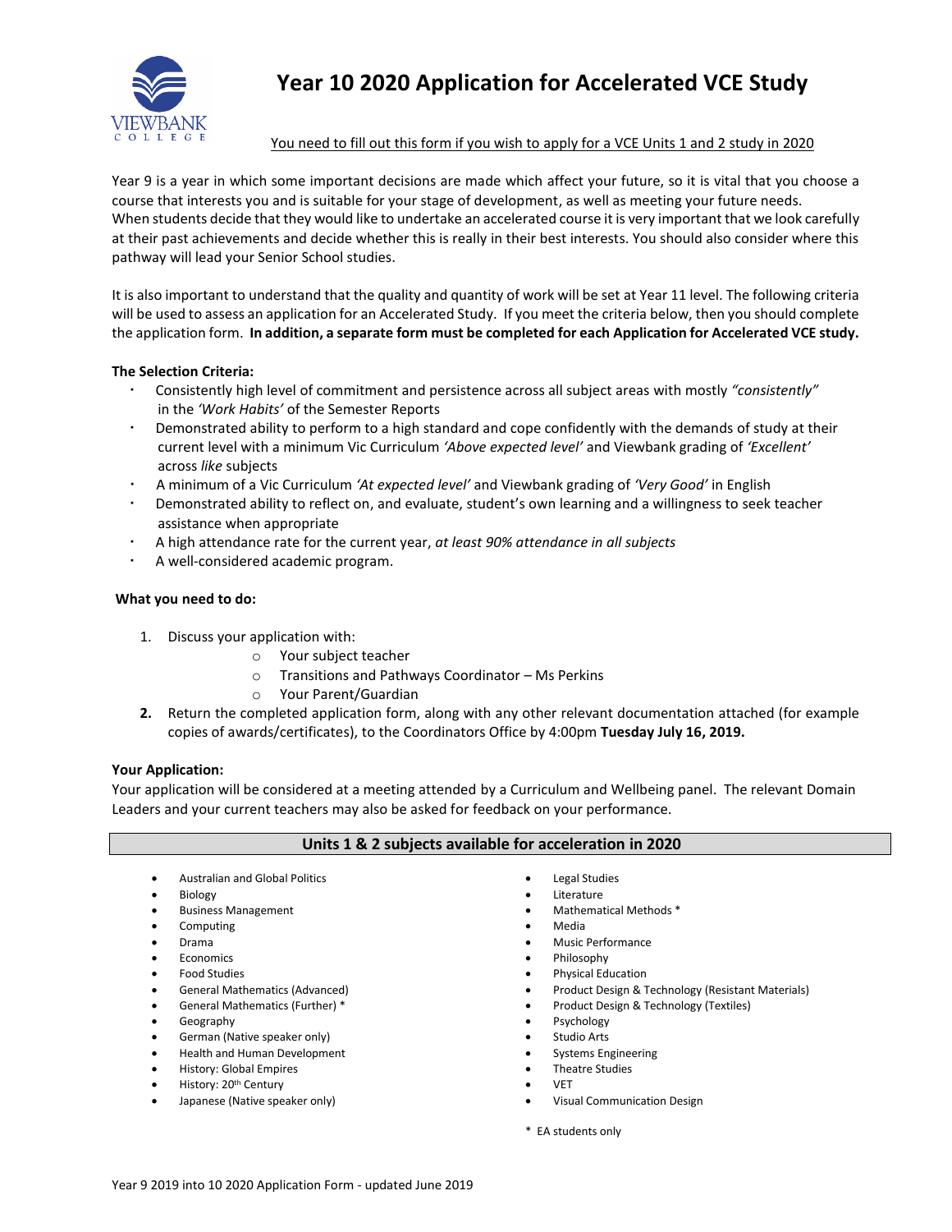# Year 10 2020 Application for Accelerated VCE Study

<u>You need to fill out this form if you wish to apply for a VCE Units 1 and 2 study in 2020</u>

Year 9 is a year in which some important decisions are made which affect your future, so it is vital that you choose a course that interests you and is suitable for your stage of development, as well as meeting your future needs. When students decide that they would like to undertake an accelerated course it is very important that we look carefully at their past achievements and decide whether this is really in their best interests. You should also consider where this pathway will lead your Senior School studies.

It is also important to understand that the quality and quantity of work will be set at Year 11 level. The following criteria will be used to assess an application for an Accelerated Study. If you meet the criteria below, then you should complete the application form. **In addition, a separate form must be completed for each Application for Accelerated VCE study.**

**The Selection Criteria:**

- Consistently high level of commitment and persistence across all subject areas with mostly *"consistently"* in the *'Work Habits'* of the Semester Reports
- Demonstrated ability to perform to a high standard and cope confidently with the demands of study at their current level with a minimum Vic Curriculum *'Above expected level'* and Viewbank grading of *'Excellent'* across *like* subjects
- A minimum of a Vic Curriculum *'At expected level'* and Viewbank grading of *'Very Good'* in English
- Demonstrated ability to reflect on, and evaluate, student's own learning and a willingness to seek teacher assistance when appropriate
- A high attendance rate for the current year, *at least 90% attendance in all subjects*
- A well-considered academic program.

**What you need to do:**

1. Discuss your application with:
   - Your subject teacher
   - Transitions and Pathways Coordinator – Ms Perkins
   - Your Parent/Guardian
2. Return the completed application form, along with any other relevant documentation attached (for example copies of awards/certificates), to the Coordinators Office by 4:00pm **Tuesday July 16, 2019.**

**Your Application:**

Your application will be considered at a meeting attended by a Curriculum and Wellbeing panel. The relevant Domain Leaders and your current teachers may also be asked for feedback on your performance.

## Units 1 & 2 subjects available for acceleration in 2020

- Australian and Global Politics
- Biology
- Business Management
- Computing
- Drama
- Economics
- Food Studies
- General Mathematics (Advanced)
- General Mathematics (Further) *
- Geography
- German (Native speaker only)
- Health and Human Development
- History: Global Empires
- History: 20th Century
- Japanese (Native speaker only)
- Legal Studies
- Literature
- Mathematical Methods *
- Media
- Music Performance
- Philosophy
- Physical Education
- Product Design & Technology (Resistant Materials)
- Product Design & Technology (Textiles)
- Psychology
- Studio Arts
- Systems Engineering
- Theatre Studies
- VET
- Visual Communication Design

\* EA students only

Year 9 2019 into 10 2020 Application Form - updated June 2019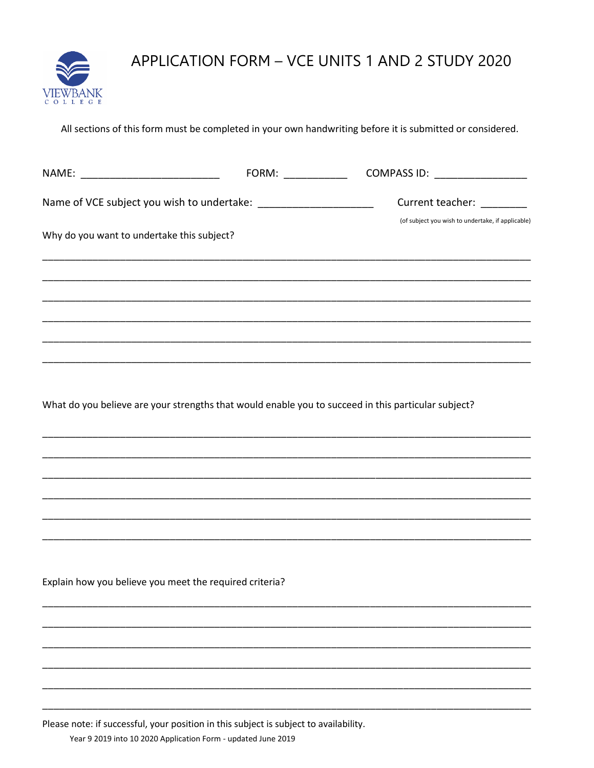# APPLICATION FORM – VCE UNITS 1 AND 2 STUDY 2020

VIEWBANK COLLEGE

All sections of this form must be completed in your own handwriting before it is submitted or considered.

NAME: ______________________ FORM: __________ COMPASS ID: _______________

Name of VCE subject you wish to undertake: ___________________ Current teacher: ________

(of subject you wish to undertake, if applicable)

Why do you want to undertake this subject?

______________________________________________________________________________

______________________________________________________________________________

______________________________________________________________________________

______________________________________________________________________________

______________________________________________________________________________

______________________________________________________________________________

What do you believe are your strengths that would enable you to succeed in this particular subject?

______________________________________________________________________________

______________________________________________________________________________

______________________________________________________________________________

______________________________________________________________________________

______________________________________________________________________________

______________________________________________________________________________

Explain how you believe you meet the required criteria?

______________________________________________________________________________

______________________________________________________________________________

______________________________________________________________________________

______________________________________________________________________________

______________________________________________________________________________

______________________________________________________________________________

Please note: if successful, your position in this subject is subject to availability.

Year 9 2019 into 10 2020 Application Form - updated June 2019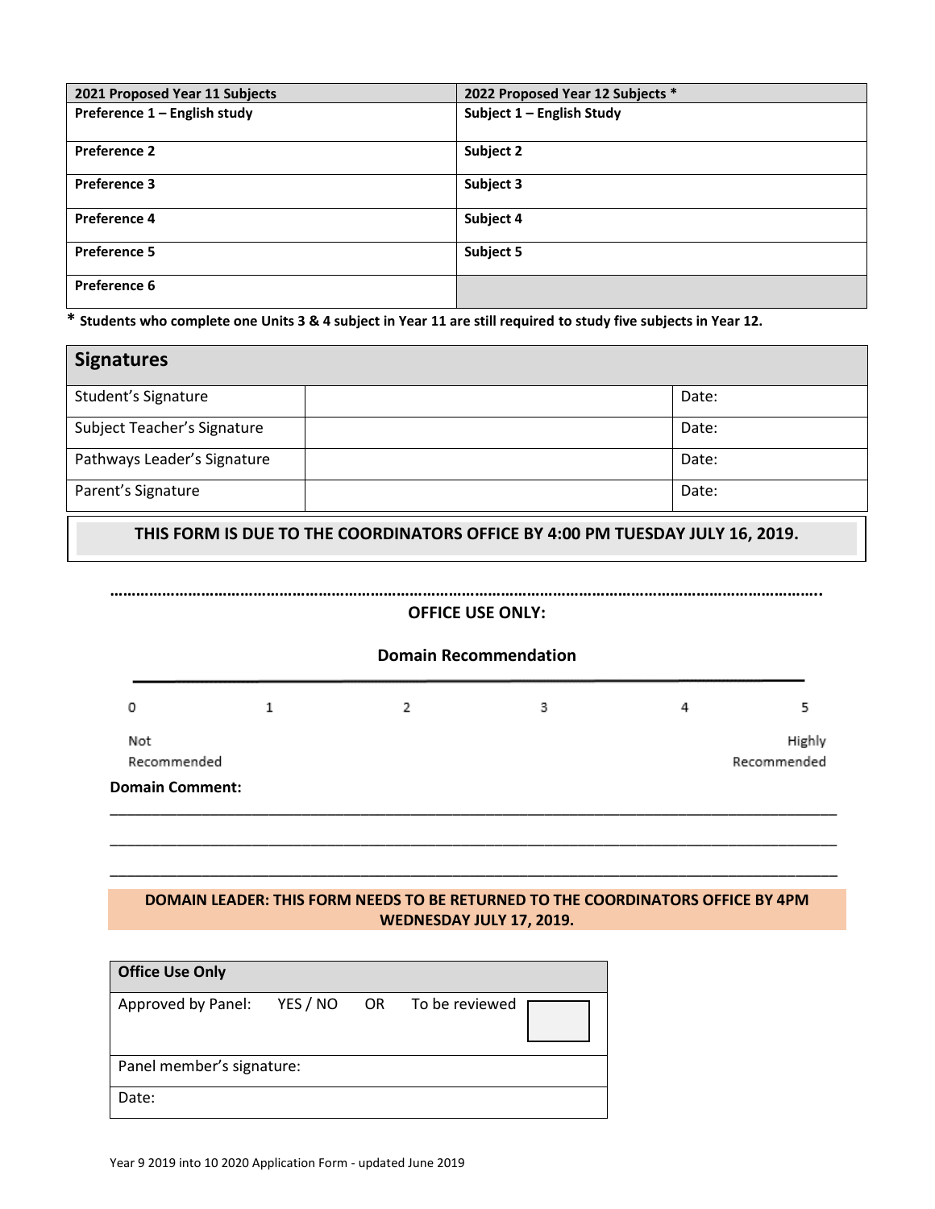| 2021 Proposed Year 11 Subjects | 2022 Proposed Year 12 Subjects * |
|---|---|
| **Preference 1 – English study** | **Subject 1 – English Study** |
| **Preference 2** | **Subject 2** |
| **Preference 3** | **Subject 3** |
| **Preference 4** | **Subject 4** |
| **Preference 5** | **Subject 5** |
| **Preference 6** | |

**\* Students who complete one Units 3 & 4 subject in Year 11 are still required to study five subjects in Year 12.**

| Signatures | | |
|---|---|---|
| Student's Signature | | Date: |
| Subject Teacher's Signature | | Date: |
| Pathways Leader's Signature | | Date: |
| Parent's Signature | | Date: |

**THIS FORM IS DUE TO THE COORDINATORS OFFICE BY 4:00 PM TUESDAY JULY 16, 2019.**

…………………………………………………………………………………………………………………………………………….

**OFFICE USE ONLY:**

**Domain Recommendation**

| 0 | 1 | 2 | 3 | 4 | 5 |
|---|---|---|---|---|---|
| Not Recommended | | | | | Highly Recommended |

**Domain Comment:**

_______________________________________________________________________________________

_______________________________________________________________________________________

_______________________________________________________________________________________

**DOMAIN LEADER: THIS FORM NEEDS TO BE RETURNED TO THE COORDINATORS OFFICE BY 4PM WEDNESDAY JULY 17, 2019.**

| Office Use Only |
|---|
| Approved by Panel: YES / NO OR To be reviewed ☐ |
| Panel member's signature: |
| Date: |

Year 9 2019 into 10 2020 Application Form - updated June 2019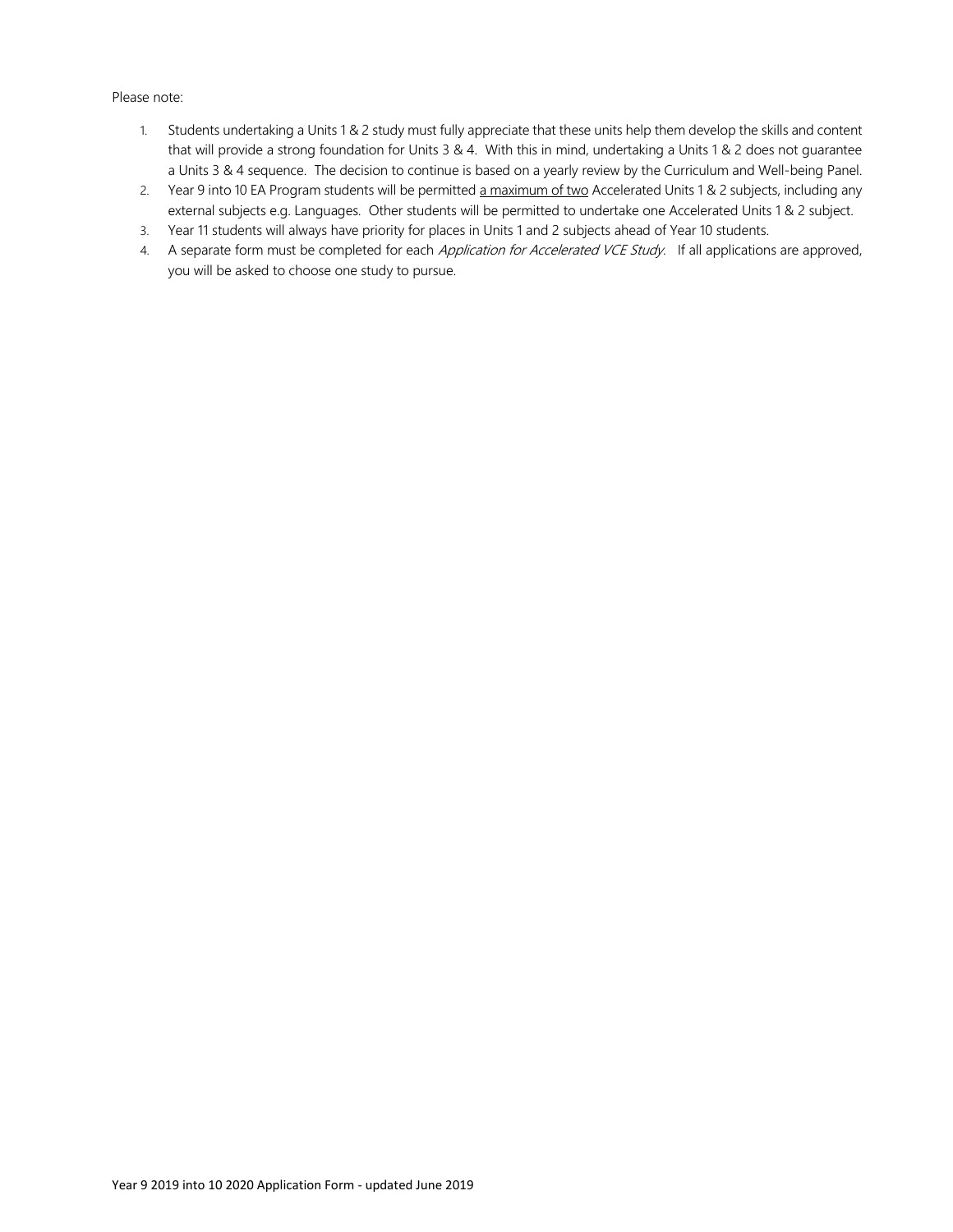Please note:

1. Students undertaking a Units 1 & 2 study must fully appreciate that these units help them develop the skills and content that will provide a strong foundation for Units 3 & 4. With this in mind, undertaking a Units 1 & 2 does not guarantee a Units 3 & 4 sequence. The decision to continue is based on a yearly review by the Curriculum and Well-being Panel.
2. Year 9 into 10 EA Program students will be permitted <u>a maximum of two</u> Accelerated Units 1 & 2 subjects, including any external subjects e.g. Languages. Other students will be permitted to undertake one Accelerated Units 1 & 2 subject.
3. Year 11 students will always have priority for places in Units 1 and 2 subjects ahead of Year 10 students.
4. A separate form must be completed for each *Application for Accelerated VCE Study*. If all applications are approved, you will be asked to choose one study to pursue.